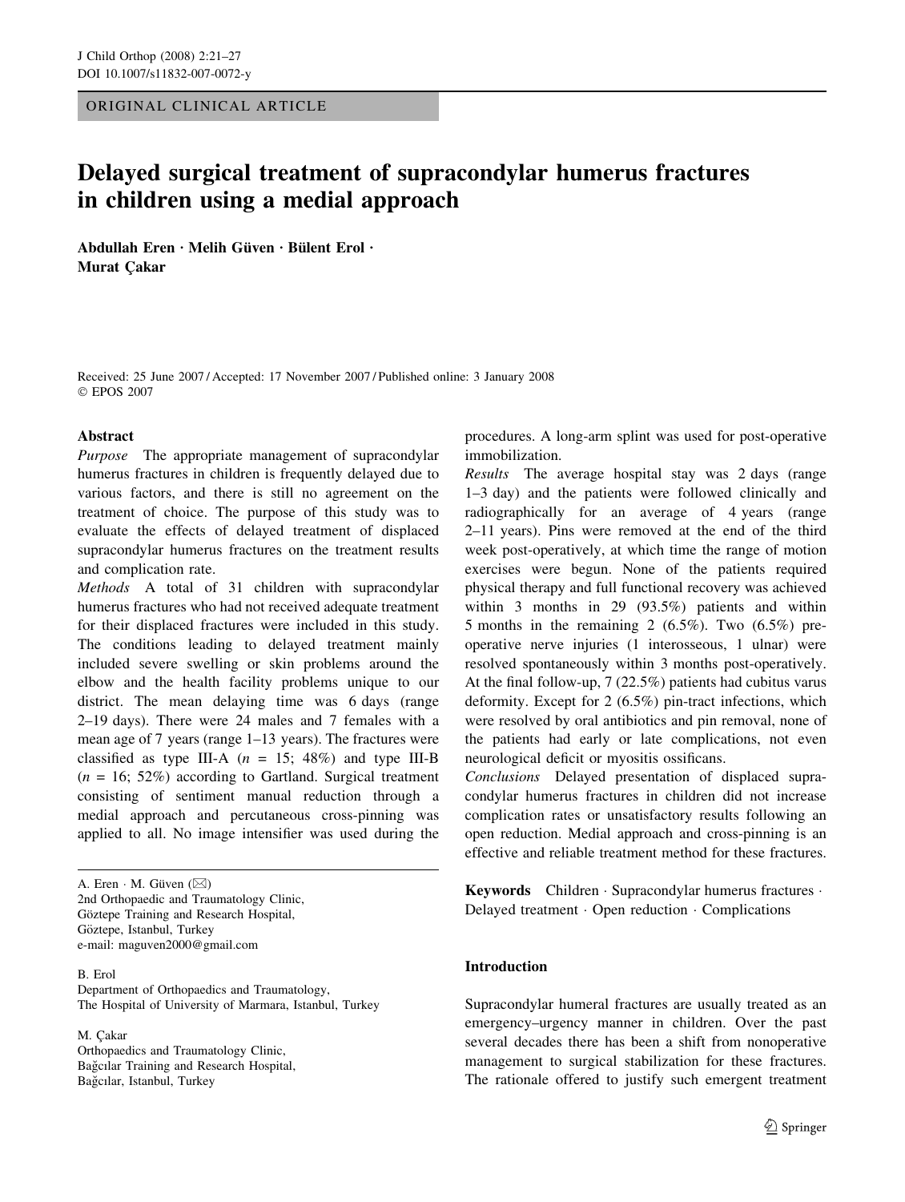ORIGINAL CLINICAL ARTICLE

# Delayed surgical treatment of supracondylar humerus fractures in children using a medial approach

**Abdullah Eren · Melih Güven · Bülent Erol · Murat Çakar**

Received: 25 June 2007 / Accepted: 17 November 2007 / Published online: 3 January 2008
© EPOS 2007

## Abstract

*Purpose* The appropriate management of supracondylar humerus fractures in children is frequently delayed due to various factors, and there is still no agreement on the treatment of choice. The purpose of this study was to evaluate the effects of delayed treatment of displaced supracondylar humerus fractures on the treatment results and complication rate.

*Methods* A total of 31 children with supracondylar humerus fractures who had not received adequate treatment for their displaced fractures were included in this study. The conditions leading to delayed treatment mainly included severe swelling or skin problems around the elbow and the health facility problems unique to our district. The mean delaying time was 6 days (range 2–19 days). There were 24 males and 7 females with a mean age of 7 years (range 1–13 years). The fractures were classified as type III-A ($n$ = 15; 48%) and type III-B ($n$ = 16; 52%) according to Gartland. Surgical treatment consisting of sentiment manual reduction through a medial approach and percutaneous cross-pinning was applied to all. No image intensifier was used during the procedures. A long-arm splint was used for post-operative immobilization.

*Results* The average hospital stay was 2 days (range 1–3 day) and the patients were followed clinically and radiographically for an average of 4 years (range 2–11 years). Pins were removed at the end of the third week post-operatively, at which time the range of motion exercises were begun. None of the patients required physical therapy and full functional recovery was achieved within 3 months in 29 (93.5%) patients and within 5 months in the remaining 2 (6.5%). Two (6.5%) pre-operative nerve injuries (1 interosseous, 1 ulnar) were resolved spontaneously within 3 months post-operatively. At the final follow-up, 7 (22.5%) patients had cubitus varus deformity. Except for 2 (6.5%) pin-tract infections, which were resolved by oral antibiotics and pin removal, none of the patients had early or late complications, not even neurological deficit or myositis ossificans.

*Conclusions* Delayed presentation of displaced supracondylar humerus fractures in children did not increase complication rates or unsatisfactory results following an open reduction. Medial approach and cross-pinning is an effective and reliable treatment method for these fractures.

**Keywords** Children · Supracondylar humerus fractures · Delayed treatment · Open reduction · Complications

A. Eren · M. Güven (✉)
2nd Orthopaedic and Traumatology Clinic,
Göztepe Training and Research Hospital,
Göztepe, Istanbul, Turkey
e-mail: maguven2000@gmail.com

B. Erol
Department of Orthopaedics and Traumatology,
The Hospital of University of Marmara, Istanbul, Turkey

M. Çakar
Orthopaedics and Traumatology Clinic,
Bağcılar Training and Research Hospital,
Bağcılar, Istanbul, Turkey

## Introduction

Supracondylar humeral fractures are usually treated as an emergency–urgency manner in children. Over the past several decades there has been a shift from nonoperative management to surgical stabilization for these fractures. The rationale offered to justify such emergent treatment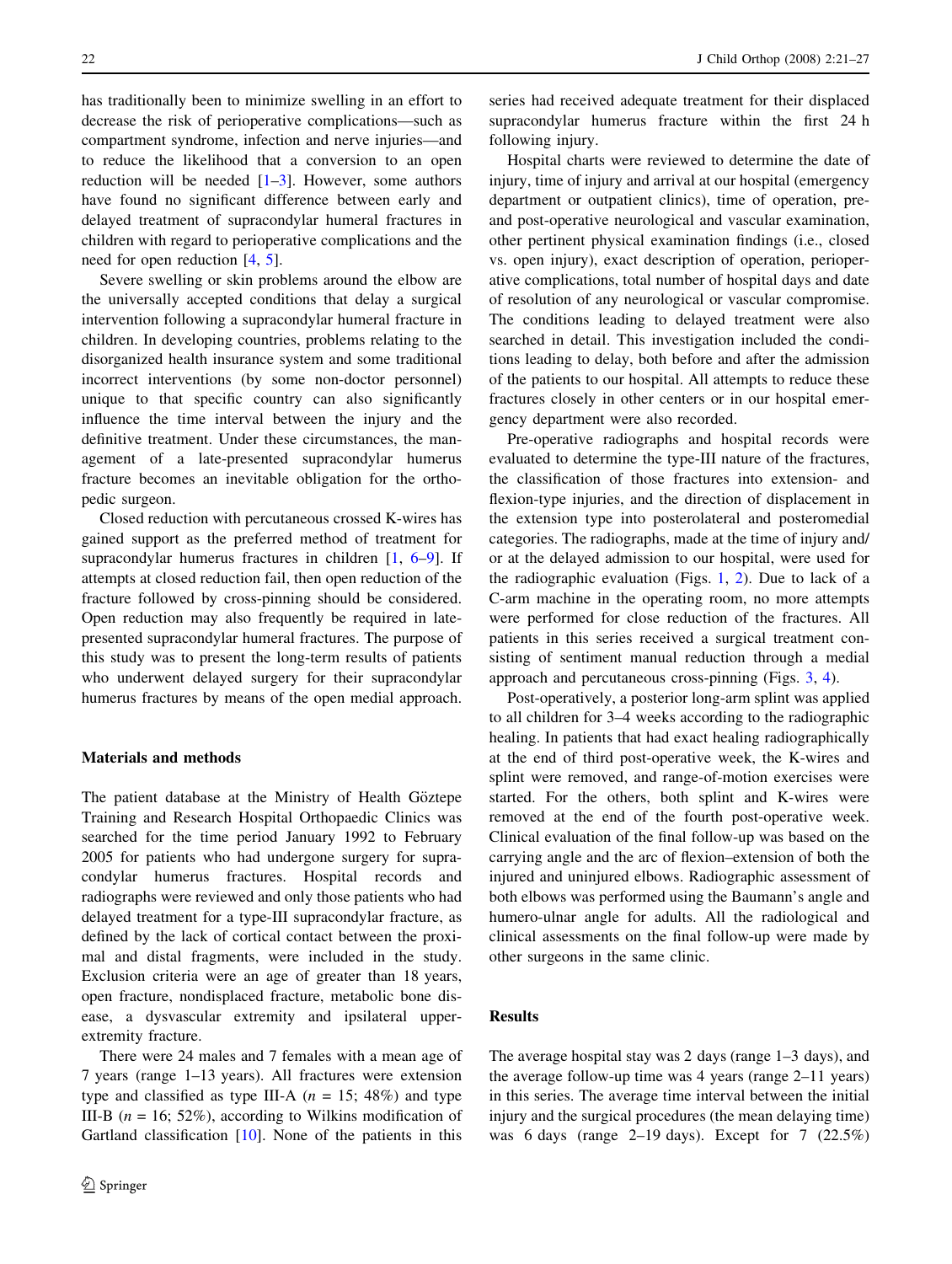has traditionally been to minimize swelling in an effort to decrease the risk of perioperative complications—such as compartment syndrome, infection and nerve injuries—and to reduce the likelihood that a conversion to an open reduction will be needed [1–3]. However, some authors have found no significant difference between early and delayed treatment of supracondylar humeral fractures in children with regard to perioperative complications and the need for open reduction [4, 5].

Severe swelling or skin problems around the elbow are the universally accepted conditions that delay a surgical intervention following a supracondylar humeral fracture in children. In developing countries, problems relating to the disorganized health insurance system and some traditional incorrect interventions (by some non-doctor personnel) unique to that specific country can also significantly influence the time interval between the injury and the definitive treatment. Under these circumstances, the management of a late-presented supracondylar humerus fracture becomes an inevitable obligation for the orthopedic surgeon.

Closed reduction with percutaneous crossed K-wires has gained support as the preferred method of treatment for supracondylar humerus fractures in children [1, 6–9]. If attempts at closed reduction fail, then open reduction of the fracture followed by cross-pinning should be considered. Open reduction may also frequently be required in late-presented supracondylar humeral fractures. The purpose of this study was to present the long-term results of patients who underwent delayed surgery for their supracondylar humerus fractures by means of the open medial approach.

## Materials and methods

The patient database at the Ministry of Health Göztepe Training and Research Hospital Orthopaedic Clinics was searched for the time period January 1992 to February 2005 for patients who had undergone surgery for supracondylar humerus fractures. Hospital records and radiographs were reviewed and only those patients who had delayed treatment for a type-III supracondylar fracture, as defined by the lack of cortical contact between the proximal and distal fragments, were included in the study. Exclusion criteria were an age of greater than 18 years, open fracture, nondisplaced fracture, metabolic bone disease, a dysvascular extremity and ipsilateral upper-extremity fracture.

There were 24 males and 7 females with a mean age of 7 years (range 1–13 years). All fractures were extension type and classified as type III-A ($n = 15$; 48%) and type III-B ($n = 16$; 52%), according to Wilkins modification of Gartland classification [10]. None of the patients in this series had received adequate treatment for their displaced supracondylar humerus fracture within the first 24 h following injury.

Hospital charts were reviewed to determine the date of injury, time of injury and arrival at our hospital (emergency department or outpatient clinics), time of operation, pre- and post-operative neurological and vascular examination, other pertinent physical examination findings (i.e., closed vs. open injury), exact description of operation, perioperative complications, total number of hospital days and date of resolution of any neurological or vascular compromise. The conditions leading to delayed treatment were also searched in detail. This investigation included the conditions leading to delay, both before and after the admission of the patients to our hospital. All attempts to reduce these fractures closely in other centers or in our hospital emergency department were also recorded.

Pre-operative radiographs and hospital records were evaluated to determine the type-III nature of the fractures, the classification of those fractures into extension- and flexion-type injuries, and the direction of displacement in the extension type into posterolateral and posteromedial categories. The radiographs, made at the time of injury and/or at the delayed admission to our hospital, were used for the radiographic evaluation (Figs. 1, 2). Due to lack of a C-arm machine in the operating room, no more attempts were performed for close reduction of the fractures. All patients in this series received a surgical treatment consisting of sentiment manual reduction through a medial approach and percutaneous cross-pinning (Figs. 3, 4).

Post-operatively, a posterior long-arm splint was applied to all children for 3–4 weeks according to the radiographic healing. In patients that had exact healing radiographically at the end of third post-operative week, the K-wires and splint were removed, and range-of-motion exercises were started. For the others, both splint and K-wires were removed at the end of the fourth post-operative week. Clinical evaluation of the final follow-up was based on the carrying angle and the arc of flexion–extension of both the injured and uninjured elbows. Radiographic assessment of both elbows was performed using the Baumann's angle and humero-ulnar angle for adults. All the radiological and clinical assessments on the final follow-up were made by other surgeons in the same clinic.

## Results

The average hospital stay was 2 days (range 1–3 days), and the average follow-up time was 4 years (range 2–11 years) in this series. The average time interval between the initial injury and the surgical procedures (the mean delaying time) was 6 days (range 2–19 days). Except for 7 (22.5%)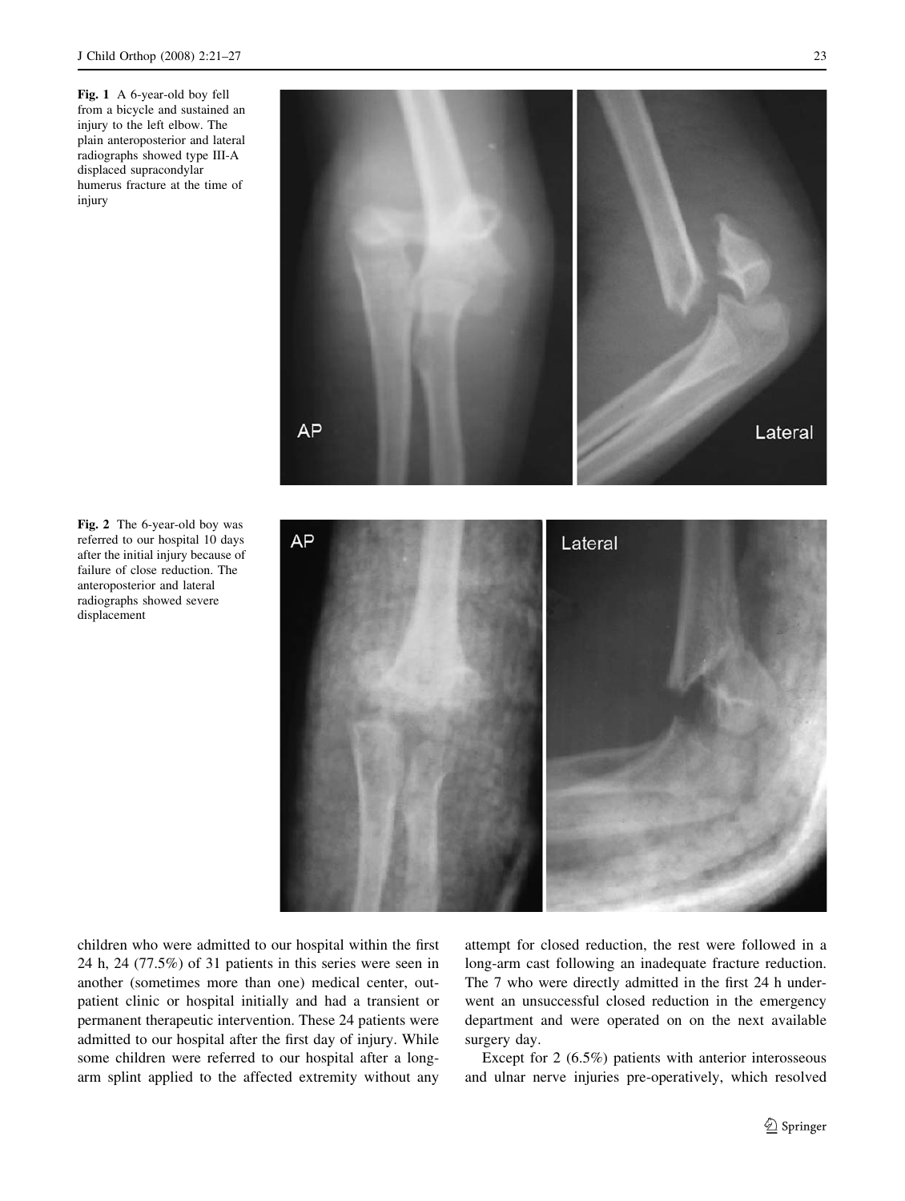Fig. 1 A 6-year-old boy fell from a bicycle and sustained an injury to the left elbow. The plain anteroposterior and lateral radiographs showed type III-A displaced supracondylar humerus fracture at the time of injury

Fig. 2 The 6-year-old boy was referred to our hospital 10 days after the initial injury because of failure of close reduction. The anteroposterior and lateral radiographs showed severe displacement

children who were admitted to our hospital within the first 24 h, 24 (77.5%) of 31 patients in this series were seen in another (sometimes more than one) medical center, outpatient clinic or hospital initially and had a transient or permanent therapeutic intervention. These 24 patients were admitted to our hospital after the first day of injury. While some children were referred to our hospital after a long-arm splint applied to the affected extremity without any attempt for closed reduction, the rest were followed in a long-arm cast following an inadequate fracture reduction. The 7 who were directly admitted in the first 24 h underwent an unsuccessful closed reduction in the emergency department and were operated on on the next available surgery day.

Except for 2 (6.5%) patients with anterior interosseous and ulnar nerve injuries pre-operatively, which resolved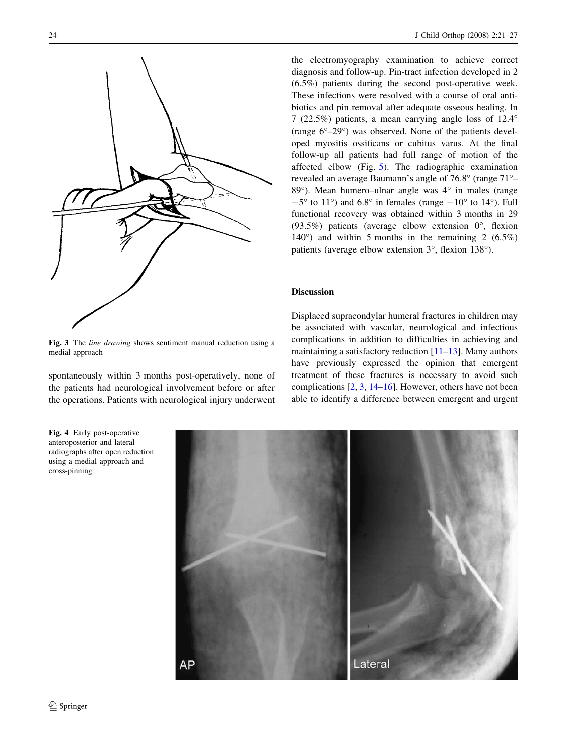Fig. 3 The *line drawing* shows sentiment manual reduction using a medial approach

spontaneously within 3 months post-operatively, none of the patients had neurological involvement before or after the operations. Patients with neurological injury underwent the electromyography examination to achieve correct diagnosis and follow-up. Pin-tract infection developed in 2 (6.5%) patients during the second post-operative week. These infections were resolved with a course of oral antibiotics and pin removal after adequate osseous healing. In 7 (22.5%) patients, a mean carrying angle loss of 12.4° (range 6°–29°) was observed. None of the patients developed myositis ossificans or cubitus varus. At the final follow-up all patients had full range of motion of the affected elbow (Fig. 5). The radiographic examination revealed an average Baumann's angle of 76.8° (range 71°–89°). Mean humero–ulnar angle was 4° in males (range −5° to 11°) and 6.8° in females (range −10° to 14°). Full functional recovery was obtained within 3 months in 29 (93.5%) patients (average elbow extension 0°, flexion 140°) and within 5 months in the remaining 2 (6.5%) patients (average elbow extension 3°, flexion 138°).

## Discussion

Displaced supracondylar humeral fractures in children may be associated with vascular, neurological and infectious complications in addition to difficulties in achieving and maintaining a satisfactory reduction [11–13]. Many authors have previously expressed the opinion that emergent treatment of these fractures is necessary to avoid such complications [2, 3, 14–16]. However, others have not been able to identify a difference between emergent and urgent

Fig. 4 Early post-operative anteroposterior and lateral radiographs after open reduction using a medial approach and cross-pinning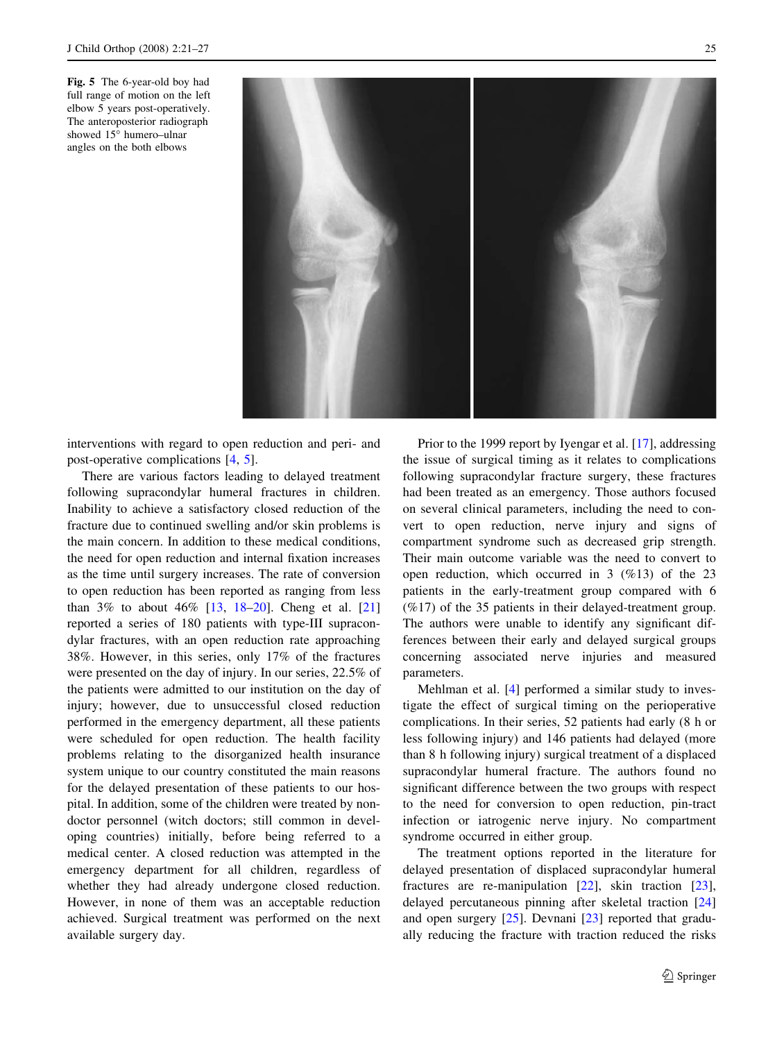**Fig. 5** The 6-year-old boy had full range of motion on the left elbow 5 years post-operatively. The anteroposterior radiograph showed 15° humero–ulnar angles on the both elbows

interventions with regard to open reduction and peri- and post-operative complications [4, 5].

There are various factors leading to delayed treatment following supracondylar humeral fractures in children. Inability to achieve a satisfactory closed reduction of the fracture due to continued swelling and/or skin problems is the main concern. In addition to these medical conditions, the need for open reduction and internal fixation increases as the time until surgery increases. The rate of conversion to open reduction has been reported as ranging from less than 3% to about 46% [13, 18–20]. Cheng et al. [21] reported a series of 180 patients with type-III supracondylar fractures, with an open reduction rate approaching 38%. However, in this series, only 17% of the fractures were presented on the day of injury. In our series, 22.5% of the patients were admitted to our institution on the day of injury; however, due to unsuccessful closed reduction performed in the emergency department, all these patients were scheduled for open reduction. The health facility problems relating to the disorganized health insurance system unique to our country constituted the main reasons for the delayed presentation of these patients to our hospital. In addition, some of the children were treated by non-doctor personnel (witch doctors; still common in developing countries) initially, before being referred to a medical center. A closed reduction was attempted in the emergency department for all children, regardless of whether they had already undergone closed reduction. However, in none of them was an acceptable reduction achieved. Surgical treatment was performed on the next available surgery day.

Prior to the 1999 report by Iyengar et al. [17], addressing the issue of surgical timing as it relates to complications following supracondylar fracture surgery, these fractures had been treated as an emergency. Those authors focused on several clinical parameters, including the need to convert to open reduction, nerve injury and signs of compartment syndrome such as decreased grip strength. Their main outcome variable was the need to convert to open reduction, which occurred in 3 (%13) of the 23 patients in the early-treatment group compared with 6 (%17) of the 35 patients in their delayed-treatment group. The authors were unable to identify any significant differences between their early and delayed surgical groups concerning associated nerve injuries and measured parameters.

Mehlman et al. [4] performed a similar study to investigate the effect of surgical timing on the perioperative complications. In their series, 52 patients had early (8 h or less following injury) and 146 patients had delayed (more than 8 h following injury) surgical treatment of a displaced supracondylar humeral fracture. The authors found no significant difference between the two groups with respect to the need for conversion to open reduction, pin-tract infection or iatrogenic nerve injury. No compartment syndrome occurred in either group.

The treatment options reported in the literature for delayed presentation of displaced supracondylar humeral fractures are re-manipulation [22], skin traction [23], delayed percutaneous pinning after skeletal traction [24] and open surgery [25]. Devnani [23] reported that gradually reducing the fracture with traction reduced the risks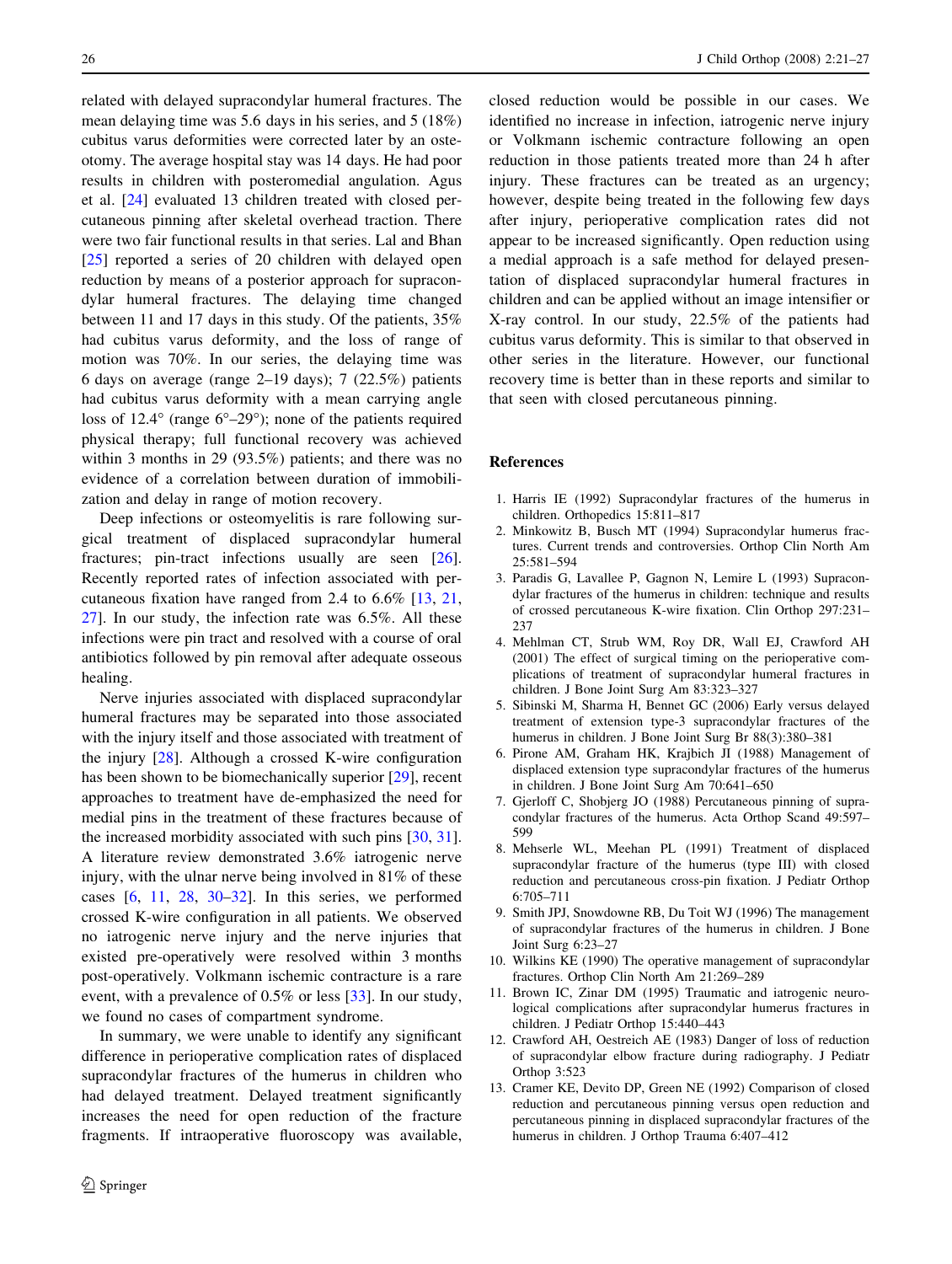related with delayed supracondylar humeral fractures. The mean delaying time was 5.6 days in his series, and 5 (18%) cubitus varus deformities were corrected later by an osteotomy. The average hospital stay was 14 days. He had poor results in children with posteromedial angulation. Agus et al. [24] evaluated 13 children treated with closed percutaneous pinning after skeletal overhead traction. There were two fair functional results in that series. Lal and Bhan [25] reported a series of 20 children with delayed open reduction by means of a posterior approach for supracondylar humeral fractures. The delaying time changed between 11 and 17 days in this study. Of the patients, 35% had cubitus varus deformity, and the loss of range of motion was 70%. In our series, the delaying time was 6 days on average (range 2–19 days); 7 (22.5%) patients had cubitus varus deformity with a mean carrying angle loss of 12.4° (range 6°–29°); none of the patients required physical therapy; full functional recovery was achieved within 3 months in 29 (93.5%) patients; and there was no evidence of a correlation between duration of immobilization and delay in range of motion recovery.

Deep infections or osteomyelitis is rare following surgical treatment of displaced supracondylar humeral fractures; pin-tract infections usually are seen [26]. Recently reported rates of infection associated with percutaneous fixation have ranged from 2.4 to 6.6% [13, 21, 27]. In our study, the infection rate was 6.5%. All these infections were pin tract and resolved with a course of oral antibiotics followed by pin removal after adequate osseous healing.

Nerve injuries associated with displaced supracondylar humeral fractures may be separated into those associated with the injury itself and those associated with treatment of the injury [28]. Although a crossed K-wire configuration has been shown to be biomechanically superior [29], recent approaches to treatment have de-emphasized the need for medial pins in the treatment of these fractures because of the increased morbidity associated with such pins [30, 31]. A literature review demonstrated 3.6% iatrogenic nerve injury, with the ulnar nerve being involved in 81% of these cases [6, 11, 28, 30–32]. In this series, we performed crossed K-wire configuration in all patients. We observed no iatrogenic nerve injury and the nerve injuries that existed pre-operatively were resolved within 3 months post-operatively. Volkmann ischemic contracture is a rare event, with a prevalence of 0.5% or less [33]. In our study, we found no cases of compartment syndrome.

In summary, we were unable to identify any significant difference in perioperative complication rates of displaced supracondylar fractures of the humerus in children who had delayed treatment. Delayed treatment significantly increases the need for open reduction of the fracture fragments. If intraoperative fluoroscopy was available, closed reduction would be possible in our cases. We identified no increase in infection, iatrogenic nerve injury or Volkmann ischemic contracture following an open reduction in those patients treated more than 24 h after injury. These fractures can be treated as an urgency; however, despite being treated in the following few days after injury, perioperative complication rates did not appear to be increased significantly. Open reduction using a medial approach is a safe method for delayed presentation of displaced supracondylar humeral fractures in children and can be applied without an image intensifier or X-ray control. In our study, 22.5% of the patients had cubitus varus deformity. This is similar to that observed in other series in the literature. However, our functional recovery time is better than in these reports and similar to that seen with closed percutaneous pinning.

## References

1. Harris IE (1992) Supracondylar fractures of the humerus in children. Orthopedics 15:811–817
2. Minkowitz B, Busch MT (1994) Supracondylar humerus fractures. Current trends and controversies. Orthop Clin North Am 25:581–594
3. Paradis G, Lavallee P, Gagnon N, Lemire L (1993) Supracondylar fractures of the humerus in children: technique and results of crossed percutaneous K-wire fixation. Clin Orthop 297:231–237
4. Mehlman CT, Strub WM, Roy DR, Wall EJ, Crawford AH (2001) The effect of surgical timing on the perioperative complications of treatment of supracondylar humeral fractures in children. J Bone Joint Surg Am 83:323–327
5. Sibinski M, Sharma H, Bennet GC (2006) Early versus delayed treatment of extension type-3 supracondylar fractures of the humerus in children. J Bone Joint Surg Br 88(3):380–381
6. Pirone AM, Graham HK, Krajbich JI (1988) Management of displaced extension type supracondylar fractures of the humerus in children. J Bone Joint Surg Am 70:641–650
7. Gjerloff C, Shobjerg JO (1988) Percutaneous pinning of supracondylar fractures of the humerus. Acta Orthop Scand 49:597–599
8. Mehserle WL, Meehan PL (1991) Treatment of displaced supracondylar fracture of the humerus (type III) with closed reduction and percutaneous cross-pin fixation. J Pediatr Orthop 6:705–711
9. Smith JPJ, Snowdowne RB, Du Toit WJ (1996) The management of supracondylar fractures of the humerus in children. J Bone Joint Surg 6:23–27
10. Wilkins KE (1990) The operative management of supracondylar fractures. Orthop Clin North Am 21:269–289
11. Brown IC, Zinar DM (1995) Traumatic and iatrogenic neurological complications after supracondylar humerus fractures in children. J Pediatr Orthop 15:440–443
12. Crawford AH, Oestreich AE (1983) Danger of loss of reduction of supracondylar elbow fracture during radiography. J Pediatr Orthop 3:523
13. Cramer KE, Devito DP, Green NE (1992) Comparison of closed reduction and percutaneous pinning versus open reduction and percutaneous pinning in displaced supracondylar fractures of the humerus in children. J Orthop Trauma 6:407–412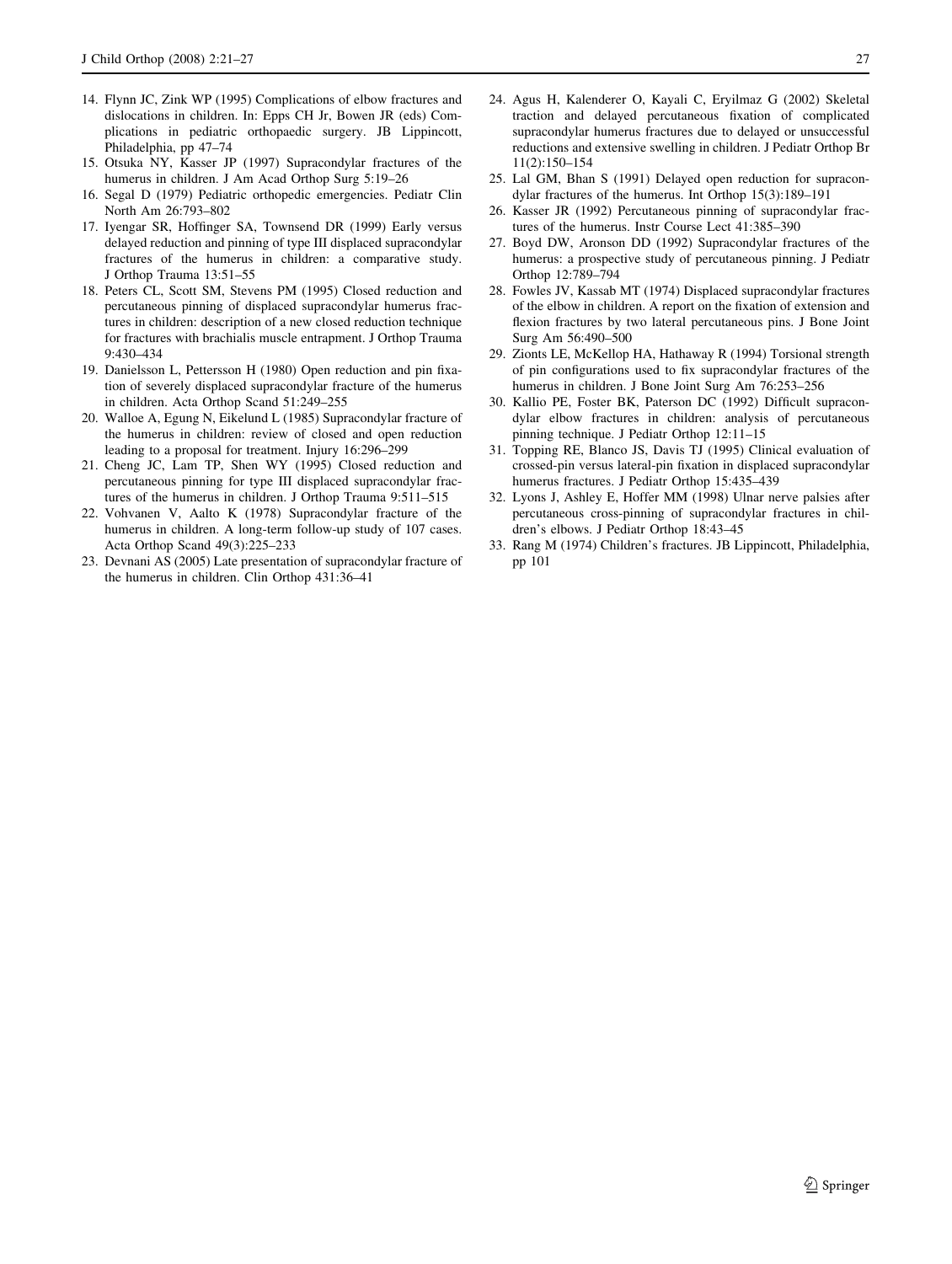14. Flynn JC, Zink WP (1995) Complications of elbow fractures and dislocations in children. In: Epps CH Jr, Bowen JR (eds) Complications in pediatric orthopaedic surgery. JB Lippincott, Philadelphia, pp 47–74
15. Otsuka NY, Kasser JP (1997) Supracondylar fractures of the humerus in children. J Am Acad Orthop Surg 5:19–26
16. Segal D (1979) Pediatric orthopedic emergencies. Pediatr Clin North Am 26:793–802
17. Iyengar SR, Hoffinger SA, Townsend DR (1999) Early versus delayed reduction and pinning of type III displaced supracondylar fractures of the humerus in children: a comparative study. J Orthop Trauma 13:51–55
18. Peters CL, Scott SM, Stevens PM (1995) Closed reduction and percutaneous pinning of displaced supracondylar humerus fractures in children: description of a new closed reduction technique for fractures with brachialis muscle entrapment. J Orthop Trauma 9:430–434
19. Danielsson L, Pettersson H (1980) Open reduction and pin fixation of severely displaced supracondylar fracture of the humerus in children. Acta Orthop Scand 51:249–255
20. Walloe A, Egung N, Eikelund L (1985) Supracondylar fracture of the humerus in children: review of closed and open reduction leading to a proposal for treatment. Injury 16:296–299
21. Cheng JC, Lam TP, Shen WY (1995) Closed reduction and percutaneous pinning for type III displaced supracondylar fractures of the humerus in children. J Orthop Trauma 9:511–515
22. Vohvanen V, Aalto K (1978) Supracondylar fracture of the humerus in children. A long-term follow-up study of 107 cases. Acta Orthop Scand 49(3):225–233
23. Devnani AS (2005) Late presentation of supracondylar fracture of the humerus in children. Clin Orthop 431:36–41
24. Agus H, Kalenderer O, Kayali C, Eryilmaz G (2002) Skeletal traction and delayed percutaneous fixation of complicated supracondylar humerus fractures due to delayed or unsuccessful reductions and extensive swelling in children. J Pediatr Orthop Br 11(2):150–154
25. Lal GM, Bhan S (1991) Delayed open reduction for supracondylar fractures of the humerus. Int Orthop 15(3):189–191
26. Kasser JR (1992) Percutaneous pinning of supracondylar fractures of the humerus. Instr Course Lect 41:385–390
27. Boyd DW, Aronson DD (1992) Supracondylar fractures of the humerus: a prospective study of percutaneous pinning. J Pediatr Orthop 12:789–794
28. Fowles JV, Kassab MT (1974) Displaced supracondylar fractures of the elbow in children. A report on the fixation of extension and flexion fractures by two lateral percutaneous pins. J Bone Joint Surg Am 56:490–500
29. Zionts LE, McKellop HA, Hathaway R (1994) Torsional strength of pin configurations used to fix supracondylar fractures of the humerus in children. J Bone Joint Surg Am 76:253–256
30. Kallio PE, Foster BK, Paterson DC (1992) Difficult supracondylar elbow fractures in children: analysis of percutaneous pinning technique. J Pediatr Orthop 12:11–15
31. Topping RE, Blanco JS, Davis TJ (1995) Clinical evaluation of crossed-pin versus lateral-pin fixation in displaced supracondylar humerus fractures. J Pediatr Orthop 15:435–439
32. Lyons J, Ashley E, Hoffer MM (1998) Ulnar nerve palsies after percutaneous cross-pinning of supracondylar fractures in children's elbows. J Pediatr Orthop 18:43–45
33. Rang M (1974) Children's fractures. JB Lippincott, Philadelphia, pp 101